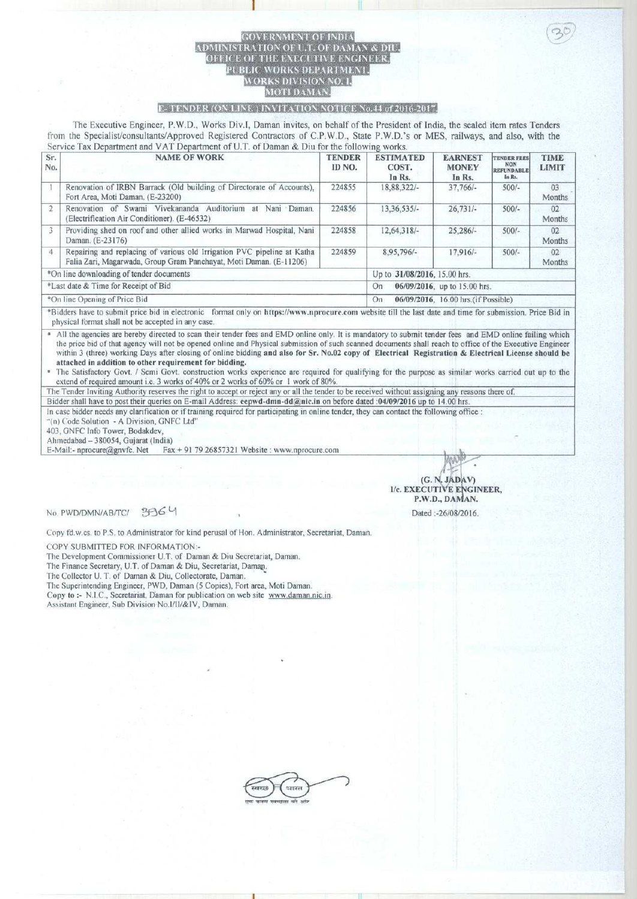# GOVERNMENT OF INDIA
## ADMINISTRATION OF U.T. OF DAMAN & DIU,
## OFFICE OF THE EXECUTIVE ENGINEER,
## PUBLIC WORKS DEPARTMENT,
## WORKS DIVISION NO. I,
## MOTI DAMAN.

### E-TENDER (ON LINE) INVITATION NOTICE No.44 of 2016-2017

The Executive Engineer, P.W.D., Works Div.I, Daman invites, on behalf of the President of India, the sealed item rates Tenders from the Specialist/consultants/Approved Registered Contractors of C.P.W.D., State P.W.D.'s or MES, railways, and also, with the Service Tax Department and VAT Department of U.T. of Daman & Diu for the following works.

| Sr. No. | NAME OF WORK | TENDER ID NO. | ESTIMATED COST. In Rs. | EARNEST MONEY In Rs. | TENDER FEES NON REFUNDABLE In Rs. | TIME LIMIT |
|---|---|---|---|---|---|---|
| 1 | Renovation of IRBN Barrack (Old building of Directorate of Accounts), Fort Area, Moti Daman. (E-23200) | 224855 | 18,88,322/- | 37,766/- | 500/- | 03 Months |
| 2 | Renovation of Swami Vivekananda Auditorium at Nani Daman. (Electrification Air Conditioner). (E-46532) | 224856 | 13,36,535/- | 26,731/- | 500/- | 02 Months |
| 3 | Providing shed on roof and other allied works in Marwad Hospital, Nani Daman. (E-23176) | 224858 | 12,64,318/- | 25,286/- | 500/- | 02 Months |
| 4 | Repairing and replacing of various old Irrigation PVC pipeline at Katha Falia Zari, Magarwada, Group Gram Panchayat, Moti Daman. (E-11206) | 224859 | 8,95,796/- | 17,916/- | 500/- | 02 Months |
| *On line downloading of tender documents | | Up to **31/08/2016**, 15.00 hrs. | | | | |
| *Last date & Time for Receipt of Bid | | On **06/09/2016**, up to 15.00 hrs. | | | | |
| *On line Opening of Price Bid | | On **06/09/2016**, 16.00 hrs.(if Possible) | | | | |

*Bidders have to submit price bid in electronic format only on **https://www.nprocure.com** website till the last date and time for submission. Price Bid in physical format shall not be accepted in any case.

- All the agencies are hereby directed to scan their tender fees and EMD online only. It is mandatory to submit tender fees and EMD online failing which the price bid of that agency will not be opened online and Physical submission of such scanned documents shall reach to office of the Executive Engineer within 3 (three) working Days after closing of online bidding **and also for Sr. No.02 copy of Electrical Registration & Electrical License should be attached in addition to other requirement for bidding.**
- The Satisfactory Govt. / Semi Govt. construction works experience are required for qualifying for the purpose as similar works carried out up to the extend of required amount i.e. 3 works of 40% or 2 works of 60% or 1 work of 80%.

The Tender Inviting Authority reserves the right to accept or reject any or all the tender to be received without assigning any reasons there of.

Bidder shall have to post their queries on E-mail Address: **eepwd-dmn-dd@nic.in** on before dated **:04/09/2016** up to 14.00 hrs.

In case bidder needs any clarification or if training required for participating in online tender, they can contact the following office :
"(n) Code Solution - A Division, GNFC Ltd"
403, GNFC Info Tower, Bodakdev,
Ahmedabad – 380054, Gujarat (India)
E-Mail:- nprocure@gnvfc. Net Fax + 91 79 26857321 Website : www.nprocure.com

(G. N. JADAV)
I/c. EXECUTIVE ENGINEER,
P.W.D., DAMAN.

No. PWD/DMN/AB/TC/ 3964

Dated :-26/08/2016.

Copy fd.w.cs. to P.S. to Administrator for kind perusal of Hon. Administrator, Secretariat, Daman.

COPY SUBMITTED FOR INFORMATION:-
The Development Commissioner U.T. of Daman & Diu Secretariat, Daman.
The Finance Secretary, U.T. of Daman & Diu, Secretariat, Daman.
The Collector U. T. of Daman & Diu, Collectorate, Daman.
The Superintending Engineer, PWD, Daman (5 Copies), Fort area, Moti Daman.
Copy to :- N.I.C., Secretariat, Daman for publication on web site www.daman.nic.in.
Assistant Engineer, Sub Division No.I/II/&IV, Daman.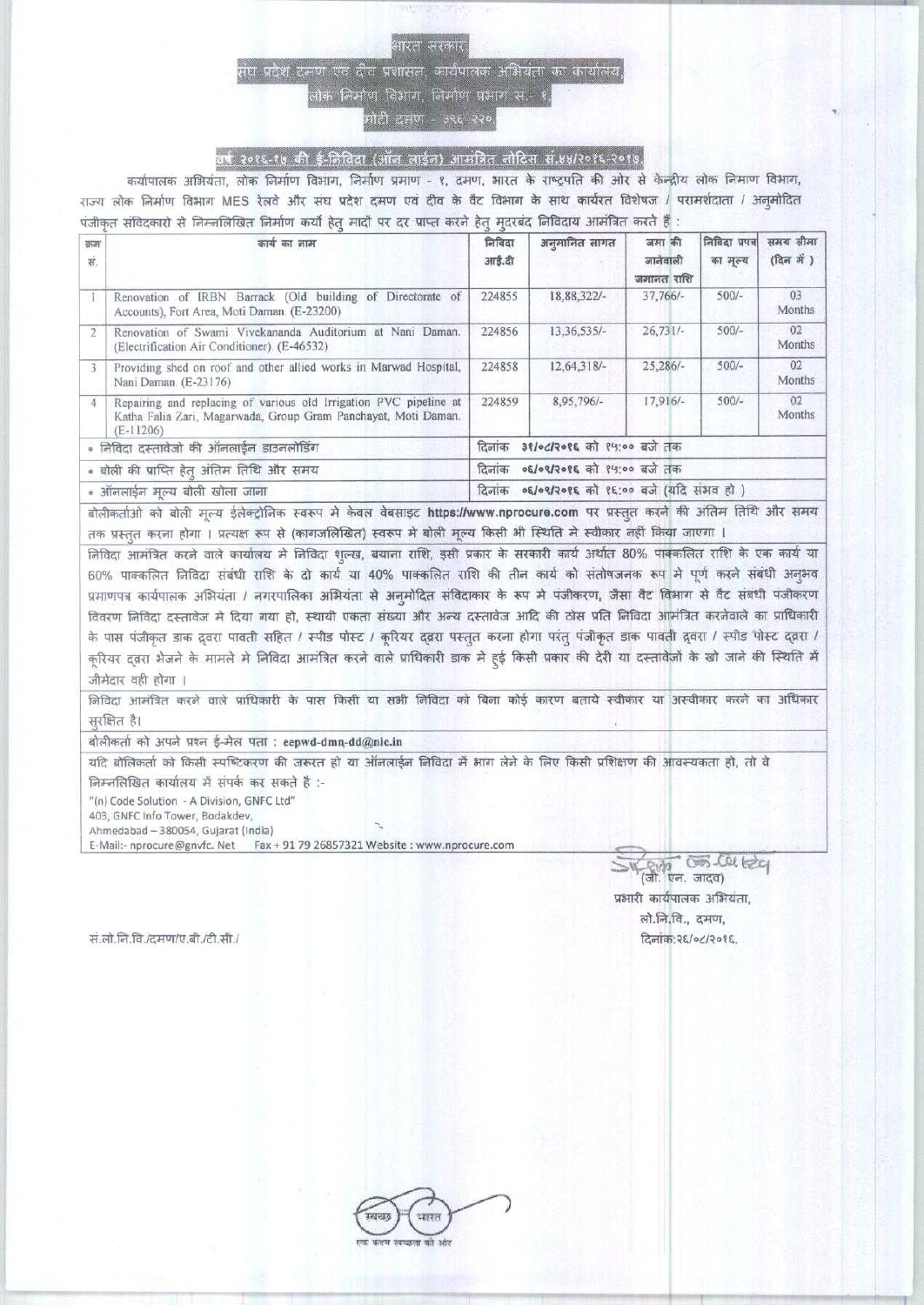भारत सरकार
संघ प्रदेश दमण एवं दीव प्रशासन, कार्यपालक अभियंता का कार्यालय
लोक निर्माण विभाग, निर्माण प्रभाग सं.- १
मोटी दमण - ३९६ २२०

## वर्ष २०१६-१७ की ई-निविदा (ऑन लाईन) आमंत्रित नोटिस सं.४४/२०१६-२०१७.

कार्यपालक अभियंता, लोक निर्माण विभाग, निर्माण प्रभाग - १, दमण, भारत के राष्ट्रपति की ओर से केन्द्रीय लोक निर्माण विभाग, राज्य लोक निर्माण विभाग MES रेलवे और संघ प्रदेश दमण एवं दीव के वैट विभाग के साथ कार्यरत विशेषज्ञ / परामर्शदाता / अनुमोदित पंजीकृत संविदकारो से निम्नलिखित निर्माण कार्यो हेतु मादों पर दर प्राप्त करने हेतु मुदरबंद निविदाय आमंत्रित करते हैं :

| क्रम सं. | कार्य का नाम | निविदा आई.डी | अनुमानित लागत | जमा की जानेवाली जमानत राशि | निविदा प्रपत्र का मूल्य | समय सीमा (दिन में ) |
|---|---|---|---|---|---|---|
| 1 | Renovation of IRBN Barrack (Old building of Directorate of Accounts), Fort Area, Moti Daman. (E-23200) | 224855 | 18,88,322/- | 37,766/- | 500/- | 03 Months |
| 2 | Renovation of Swami Vivekananda Auditorium at Nani Daman. (Electrification Air Conditioner). (E-46532) | 224856 | 13,36,535/- | 26,731/- | 500/- | 02 Months |
| 3 | Providing shed on roof and other allied works in Marwad Hospital, Nani Daman. (E-23176) | 224858 | 12,64,318/- | 25,286/- | 500/- | 02 Months |
| 4 | Repairing and replacing of various old Irrigation PVC pipeline at Katha Falia Zari, Magarwada, Group Gram Panchayat, Moti Daman. (E-11206) | 224859 | 8,95,796/- | 17,916/- | 500/- | 02 Months |
| | * निविदा दस्तावेजो की ऑनलाईन डाउनलोडिंग | दिनांक ३१/०८/२०१६ को १५:०० बजे तक | | | | |
| | * बोली की प्राप्ति हेतु अंतिम तिथि और समय | दिनांक ०६/०९/२०१६ को १५:०० बजे तक | | | | |
| | * ऑनलाईन मूल्य बोली खोला जाना | दिनांक ०६/०९/२०१६ को १६:०० बजे (यदि संभव हो ) | | | | |

बोलीकर्ताओ को बोली मूल्य ईलेक्ट्रोनिक स्वरूप मे केवल वेबसाइट **https://www.nprocure.com** पर प्रस्तुत करने की अंतिम तिथि और समय तक प्रस्तुत करना होगा । प्रत्यक्ष रूप से (कागजलिखित) स्वरूप मे बोली मूल्य किसी भी स्थिति मे स्वीकार नहीं किया जाएगा ।

निविदा आमंत्रित करने वाले कार्यालय मे निविदा शुल्क, बयाना राशि, इसी प्रकार के सरकारी कार्य अर्थात 80% पाक्कलित राशि के एक कार्य या 60% पाक्कलित निविदा संबंधी राशि के दो कार्य या 40% पाक्कलित राशि की तीन कार्य को संतोषजनक रूप मे पूर्ण करने संबंधी अनुभव प्रमाणपत्र कार्यपालक अभियंता / नगरपालिका अभियंता से अनुमोदित संविदाकार के रूप मे पंजीकरण, जैसा वैट विभाग से वैट संबंधी पंजीकरण विवरण निविदा दस्तावेज मे दिया गया हो, स्थायी एकता संख्या और अन्य दस्तावेज आदि की ठोस प्रति निविदा आमंत्रित करनेवाले का प्राधिकारी के पास पंजीकृत डाक द्वरा पावती सहित / स्पीड पोस्ट / कूरियर द्वरा पस्तुत करना होगा परंतु पंजीकृत डाक पावती द्वरा / स्पीड पोस्ट द्वरा / कूरियर द्वरा भेजने के मामले मे निविदा आमंत्रित करने वाले प्राधिकारी डाक मे हुई किसी प्रकार की देरी या दस्तावेजो के खो जाने की स्थिति में जीमेदार नही होगा ।

निविदा आमंत्रित करने वाले प्राधिकारी के पास किसी या सभी निविदा को बिना कोई कारण बताये स्वीकार या अस्वीकार करने का अधिकार सुरक्षित है।

बोलीकर्ता को अपने प्रश्न ई-मेल पता : **eepwd-dmn-dd@nic.in**

यदि बोलिकर्ता को किसी स्पष्टिकरण की जरूरत हो या ऑनलाईन निविदा में भाग लेने के लिए किसी प्रशिक्षण की आवस्यकता हो, तो वे निम्नलिखित कार्यालय में संपर्क कर सकते है :-

"(n) Code Solution - A Division, GNFC Ltd"
403, GNFC Info Tower, Bodakdev,
Ahmedabad – 380054, Gujarat (India)
E-Mail:- nprocure@gnvfc. Net Fax + 91 79 26857321 Website : www.nprocure.com

(जी. एन. जादव)
प्रभारी कार्यपालक अभियंता,
लो.नि.वि., दमण,
दिनांक:२६/०८/२०१६.

सं.लो.नि.वि./दमण/ए.बी./टी.सी./

स्वच्छ भारत
एक कदम स्वच्छता की ओर